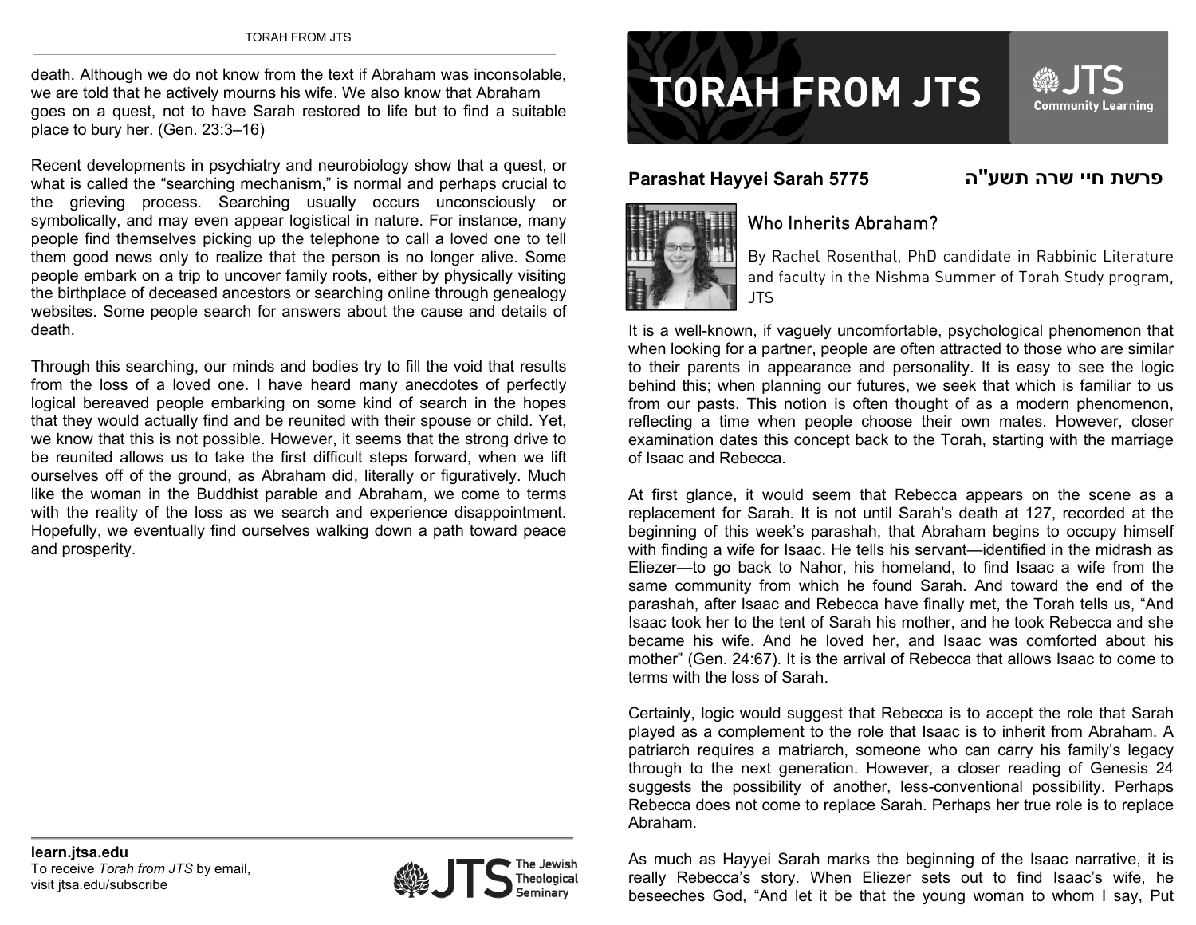death. Although we do not know from the text if Abraham was inconsolable, we are told that he actively mourns his wife. We also know that Abraham goes on a quest, not to have Sarah restored to life but to find a suitable place to bury her. (Gen. 23:3–16)

Recent developments in psychiatry and neurobiology show that a quest, or what is called the "searching mechanism," is normal and perhaps crucial to the grieving process. Searching usually occurs unconsciously or symbolically, and may even appear logistical in nature. For instance, many people find themselves picking up the telephone to call a loved one to tell them good news only to realize that the person is no longer alive. Some people embark on a trip to uncover family roots, either by physically visiting the birthplace of deceased ancestors or searching online through genealogy websites. Some people search for answers about the cause and details of death.

Through this searching, our minds and bodies try to fill the void that results from the loss of a loved one. I have heard many anecdotes of perfectly logical bereaved people embarking on some kind of search in the hopes that they would actually find and be reunited with their spouse or child. Yet, we know that this is not possible. However, it seems that the strong drive to be reunited allows us to take the first difficult steps forward, when we lift ourselves off of the ground, as Abraham did, literally or figuratively. Much like the woman in the Buddhist parable and Abraham, we come to terms with the reality of the loss as we search and experience disappointment. Hopefully, we eventually find ourselves walking down a path toward peace and prosperity.

**learn.jtsa.edu**
To receive *Torah from JTS* by email, visit jtsa.edu/subscribe

# TORAH FROM JTS

JTS Community Learning

**Parashat Hayyei Sarah 5775** **פרשת חיי שרה תשע"ה**

## Who Inherits Abraham?

By Rachel Rosenthal, PhD candidate in Rabbinic Literature and faculty in the Nishma Summer of Torah Study program, JTS

It is a well-known, if vaguely uncomfortable, psychological phenomenon that when looking for a partner, people are often attracted to those who are similar to their parents in appearance and personality. It is easy to see the logic behind this; when planning our futures, we seek that which is familiar to us from our pasts. This notion is often thought of as a modern phenomenon, reflecting a time when people choose their own mates. However, closer examination dates this concept back to the Torah, starting with the marriage of Isaac and Rebecca.

At first glance, it would seem that Rebecca appears on the scene as a replacement for Sarah. It is not until Sarah's death at 127, recorded at the beginning of this week's parashah, that Abraham begins to occupy himself with finding a wife for Isaac. He tells his servant—identified in the midrash as Eliezer—to go back to Nahor, his homeland, to find Isaac a wife from the same community from which he found Sarah. And toward the end of the parashah, after Isaac and Rebecca have finally met, the Torah tells us, "And Isaac took her to the tent of Sarah his mother, and he took Rebecca and she became his wife. And he loved her, and Isaac was comforted about his mother" (Gen. 24:67). It is the arrival of Rebecca that allows Isaac to come to terms with the loss of Sarah.

Certainly, logic would suggest that Rebecca is to accept the role that Sarah played as a complement to the role that Isaac is to inherit from Abraham. A patriarch requires a matriarch, someone who can carry his family's legacy through to the next generation. However, a closer reading of Genesis 24 suggests the possibility of another, less-conventional possibility. Perhaps Rebecca does not come to replace Sarah. Perhaps her true role is to replace Abraham.

As much as Hayyei Sarah marks the beginning of the Isaac narrative, it is really Rebecca's story. When Eliezer sets out to find Isaac's wife, he beseeches God, "And let it be that the young woman to whom I say, Put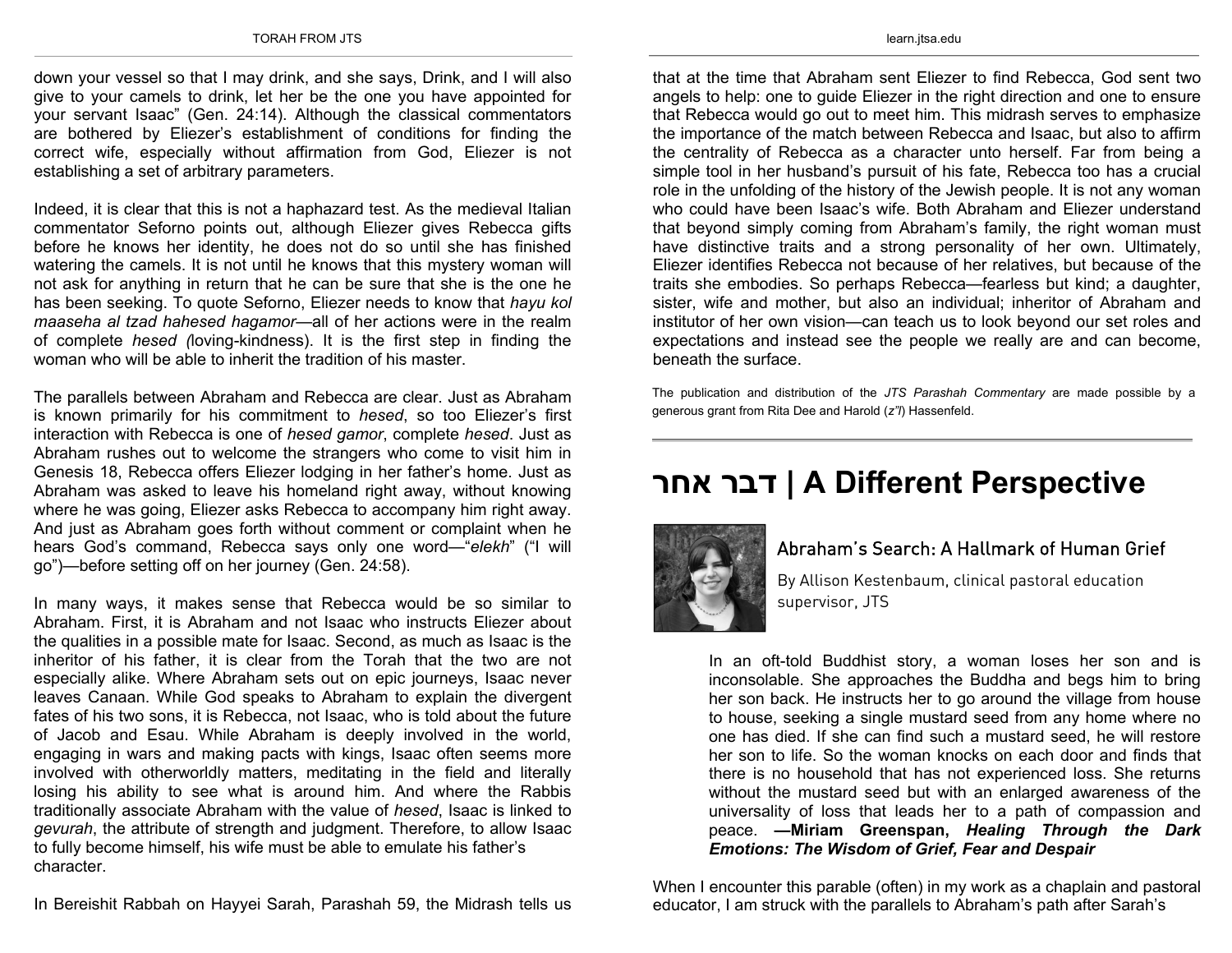down your vessel so that I may drink, and she says, Drink, and I will also give to your camels to drink, let her be the one you have appointed for your servant Isaac" (Gen. 24:14). Although the classical commentators are bothered by Eliezer's establishment of conditions for finding the correct wife, especially without affirmation from God, Eliezer is not establishing a set of arbitrary parameters.

Indeed, it is clear that this is not a haphazard test. As the medieval Italian commentator Seforno points out, although Eliezer gives Rebecca gifts before he knows her identity, he does not do so until she has finished watering the camels. It is not until he knows that this mystery woman will not ask for anything in return that he can be sure that she is the one he has been seeking. To quote Seforno, Eliezer needs to know that *hayu kol maaseha al tzad hahesed hagamor*—all of her actions were in the realm of complete *hesed (*loving-kindness). It is the first step in finding the woman who will be able to inherit the tradition of his master.

The parallels between Abraham and Rebecca are clear. Just as Abraham is known primarily for his commitment to *hesed*, so too Eliezer's first interaction with Rebecca is one of *hesed gamor*, complete *hesed*. Just as Abraham rushes out to welcome the strangers who come to visit him in Genesis 18, Rebecca offers Eliezer lodging in her father's home. Just as Abraham was asked to leave his homeland right away, without knowing where he was going, Eliezer asks Rebecca to accompany him right away. And just as Abraham goes forth without comment or complaint when he hears God's command, Rebecca says only one word—"*elekh*" ("I will go")—before setting off on her journey (Gen. 24:58).

In many ways, it makes sense that Rebecca would be so similar to Abraham. First, it is Abraham and not Isaac who instructs Eliezer about the qualities in a possible mate for Isaac. Second, as much as Isaac is the inheritor of his father, it is clear from the Torah that the two are not especially alike. Where Abraham sets out on epic journeys, Isaac never leaves Canaan. While God speaks to Abraham to explain the divergent fates of his two sons, it is Rebecca, not Isaac, who is told about the future of Jacob and Esau. While Abraham is deeply involved in the world, engaging in wars and making pacts with kings, Isaac often seems more involved with otherworldly matters, meditating in the field and literally losing his ability to see what is around him. And where the Rabbis traditionally associate Abraham with the value of *hesed*, Isaac is linked to *gevurah*, the attribute of strength and judgment. Therefore, to allow Isaac to fully become himself, his wife must be able to emulate his father's character.

In Bereishit Rabbah on Hayyei Sarah, Parashah 59, the Midrash tells us that at the time that Abraham sent Eliezer to find Rebecca, God sent two angels to help: one to guide Eliezer in the right direction and one to ensure that Rebecca would go out to meet him. This midrash serves to emphasize the importance of the match between Rebecca and Isaac, but also to affirm the centrality of Rebecca as a character unto herself. Far from being a simple tool in her husband's pursuit of his fate, Rebecca too has a crucial role in the unfolding of the history of the Jewish people. It is not any woman who could have been Isaac's wife. Both Abraham and Eliezer understand that beyond simply coming from Abraham's family, the right woman must have distinctive traits and a strong personality of her own. Ultimately, Eliezer identifies Rebecca not because of her relatives, but because of the traits she embodies. So perhaps Rebecca—fearless but kind; a daughter, sister, wife and mother, but also an individual; inheritor of Abraham and institutor of her own vision—can teach us to look beyond our set roles and expectations and instead see the people we really are and can become, beneath the surface.

The publication and distribution of the *JTS Parashah Commentary* are made possible by a generous grant from Rita Dee and Harold (*z"l*) Hassenfeld.

# דבר אחר | A Different Perspective

## Abraham's Search: A Hallmark of Human Grief

By Allison Kestenbaum, clinical pastoral education supervisor, JTS

> In an oft-told Buddhist story, a woman loses her son and is inconsolable. She approaches the Buddha and begs him to bring her son back. He instructs her to go around the village from house to house, seeking a single mustard seed from any home where no one has died. If she can find such a mustard seed, he will restore her son to life. So the woman knocks on each door and finds that there is no household that has not experienced loss. She returns without the mustard seed but with an enlarged awareness of the universality of loss that leads her to a path of compassion and peace. **—Miriam Greenspan, *Healing Through the Dark Emotions: The Wisdom of Grief, Fear and Despair***

When I encounter this parable (often) in my work as a chaplain and pastoral educator, I am struck with the parallels to Abraham's path after Sarah's